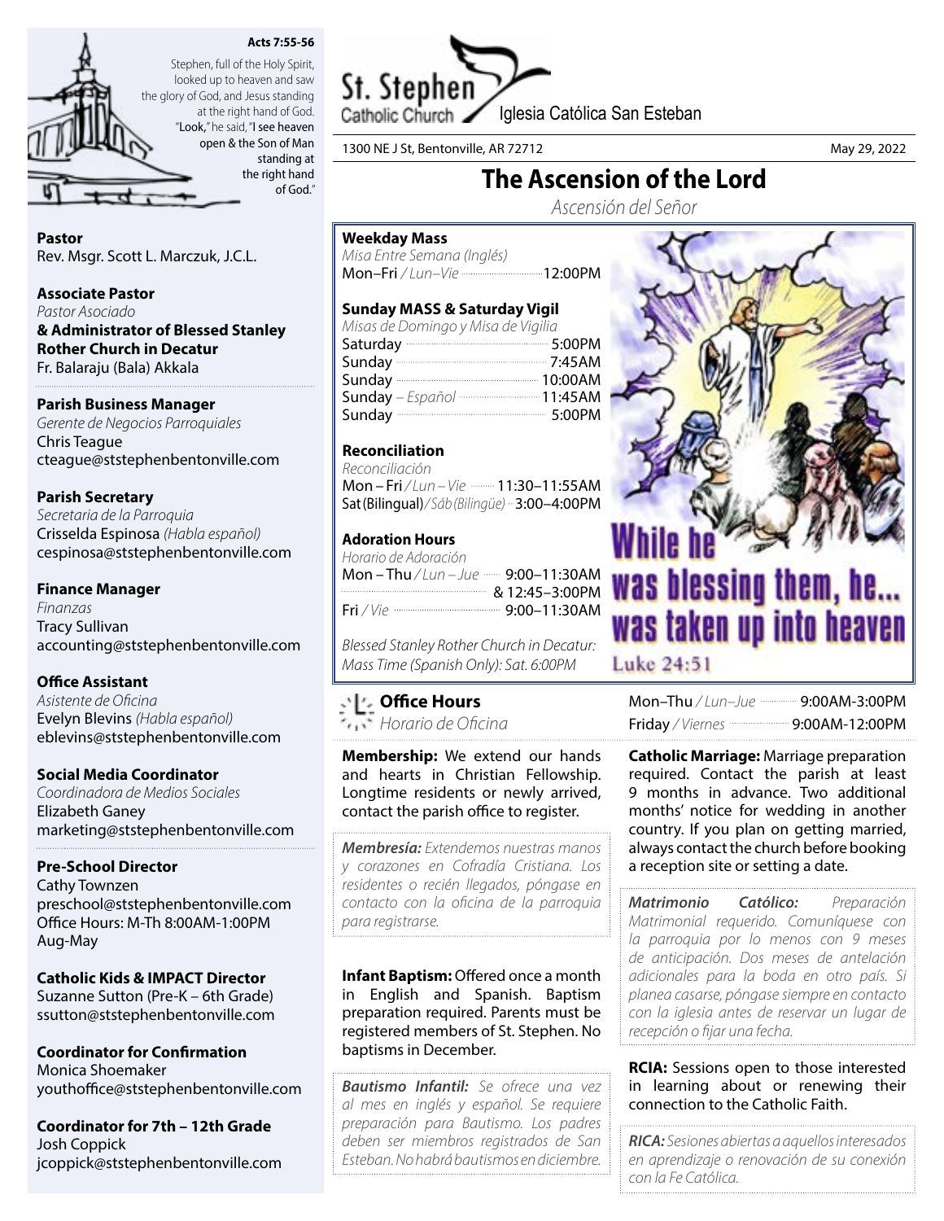**Acts 7:55-56**

Stephen, full of the Holy Spirit, looked up to heaven and saw the glory of God, and Jesus standing at the right hand of God. "Look," he said, "I see heaven open & the Son of Man standing at the right hand of God."

**Pastor**
Rev. Msgr. Scott L. Marczuk, J.C.L.

**Associate Pastor**
*Pastor Asociado*
**& Administrator of Blessed Stanley Rother Church in Decatur**
Fr. Balaraju (Bala) Akkala

**Parish Business Manager**
*Gerente de Negocios Parroquiales*
Chris Teague
cteague@ststephenbentonville.com

**Parish Secretary**
*Secretaria de la Parroquia*
Crisselda Espinosa *(Habla español)*
cespinosa@ststephenbentonville.com

**Finance Manager**
*Finanzas*
Tracy Sullivan
accounting@ststephenbentonville.com

**Office Assistant**
*Asistente de Oficina*
Evelyn Blevins *(Habla español)*
eblevins@ststephenbentonville.com

**Social Media Coordinator**
*Coordinadora de Medios Sociales*
Elizabeth Ganey
marketing@ststephenbentonville.com

**Pre-School Director**
Cathy Townzen
preschool@ststephenbentonville.com
Office Hours: M-Th 8:00AM-1:00PM
Aug-May

**Catholic Kids & IMPACT Director**
Suzanne Sutton (Pre-K – 6th Grade)
ssutton@ststephenbentonville.com

**Coordinator for Confirmation**
Monica Shoemaker
youthoffice@ststephenbentonville.com

**Coordinator for 7th – 12th Grade**
Josh Coppick
jcoppick@ststephenbentonville.com

St. Stephen Catholic Church — Iglesia Católica San Esteban

1300 NE J St, Bentonville, AR 72712 — May 29, 2022

# The Ascension of the Lord

*Ascensión del Señor*

**Weekday Mass**
*Misa Entre Semana (Inglés)*
Mon–Fri / *Lun–Vie* ........ 12:00PM

**Sunday MASS & Saturday Vigil**
*Misas de Domingo y Misa de Vigilia*
Saturday ........ 5:00PM
Sunday ........ 7:45AM
Sunday ........ 10:00AM
Sunday – *Español* ........ 11:45AM
Sunday ........ 5:00PM

**Reconciliation**
*Reconciliación*
Mon – Fri / *Lun – Vie* ........ 11:30–11:55AM
Sat (Bilingual) / *Sáb (Bilingüe)* ........ 3:00–4:00PM

**Adoration Hours**
*Horario de Adoración*
Mon – Thu / *Lun – Jue* ........ 9:00–11:30AM
& 12:45–3:00PM
Fri / *Vie* ........ 9:00–11:30AM

*Blessed Stanley Rother Church in Decatur: Mass Time (Spanish Only): Sat. 6:00PM*

While he was blessing them, he... was taken up into heaven
Luke 24:51

**Office Hours**
*Horario de Oficina*
Mon–Thu / *Lun–Jue* ........ 9:00AM-3:00PM
Friday / *Viernes* ........ 9:00AM-12:00PM

**Membership:** We extend our hands and hearts in Christian Fellowship. Longtime residents or newly arrived, contact the parish office to register.

***Membresía:*** *Extendemos nuestras manos y corazones en Cofradía Cristiana. Los residentes o recién llegados, póngase en contacto con la oficina de la parroquia para registrarse.*

**Infant Baptism:** Offered once a month in English and Spanish. Baptism preparation required. Parents must be registered members of St. Stephen. No baptisms in December.

***Bautismo Infantil:*** *Se ofrece una vez al mes en inglés y español. Se requiere preparación para Bautismo. Los padres deben ser miembros registrados de San Esteban. No habrá bautismos en diciembre.*

**Catholic Marriage:** Marriage preparation required. Contact the parish at least 9 months in advance. Two additional months' notice for wedding in another country. If you plan on getting married, always contact the church before booking a reception site or setting a date.

***Matrimonio Católico:*** *Preparación Matrimonial requerido. Comuníquese con la parroquia por lo menos con 9 meses de anticipación. Dos meses de antelación adicionales para la boda en otro país. Si planea casarse, póngase siempre en contacto con la iglesia antes de reservar un lugar de recepción o fijar una fecha.*

**RCIA:** Sessions open to those interested in learning about or renewing their connection to the Catholic Faith.

***RICA:*** *Sesiones abiertas a aquellos interesados en aprendizaje o renovación de su conexión con la Fe Católica.*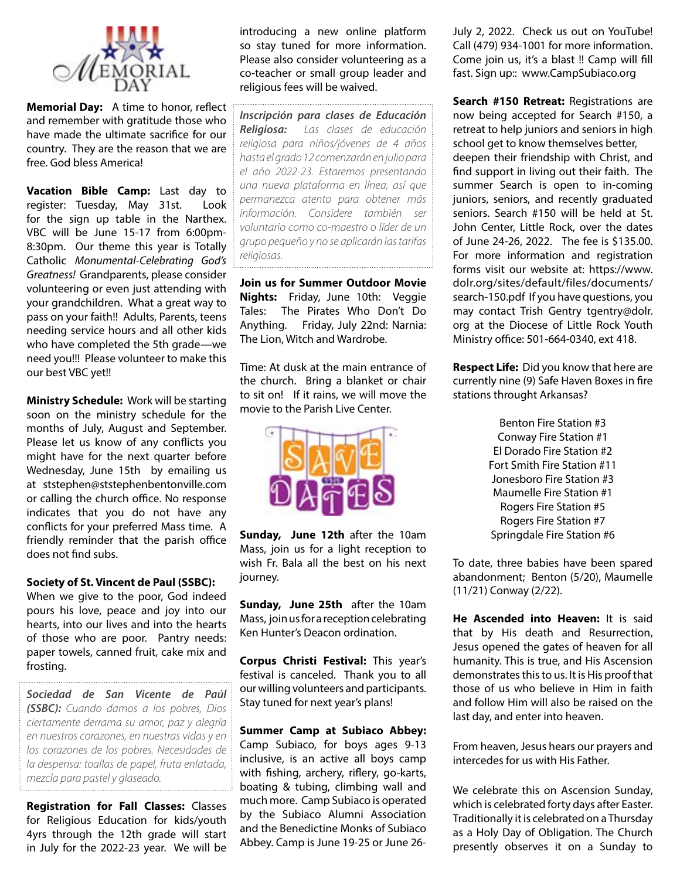**Memorial Day:** A time to honor, reflect and remember with gratitude those who have made the ultimate sacrifice for our country. They are the reason that we are free. God bless America!

**Vacation Bible Camp:** Last day to register: Tuesday, May 31st. Look for the sign up table in the Narthex. VBC will be June 15-17 from 6:00pm-8:30pm. Our theme this year is Totally Catholic *Monumental-Celebrating God's Greatness!* Grandparents, please consider volunteering or even just attending with your grandchildren. What a great way to pass on your faith!! Adults, Parents, teens needing service hours and all other kids who have completed the 5th grade—we need you!!! Please volunteer to make this our best VBC yet!!

**Ministry Schedule:** Work will be starting soon on the ministry schedule for the months of July, August and September. Please let us know of any conflicts you might have for the next quarter before Wednesday, June 15th by emailing us at ststephen@ststephenbentonville.com or calling the church office. No response indicates that you do not have any conflicts for your preferred Mass time. A friendly reminder that the parish office does not find subs.

**Society of St. Vincent de Paul (SSBC):**
When we give to the poor, God indeed pours his love, peace and joy into our hearts, into our lives and into the hearts of those who are poor. Pantry needs: paper towels, canned fruit, cake mix and frosting.

***Sociedad de San Vicente de Paúl (SSBC):*** *Cuando damos a los pobres, Dios ciertamente derrama su amor, paz y alegría en nuestros corazones, en nuestras vidas y en los corazones de los pobres. Necesidades de la despensa: toallas de papel, fruta enlatada, mezcla para pastel y glaseado.*

**Registration for Fall Classes:** Classes for Religious Education for kids/youth 4yrs through the 12th grade will start in July for the 2022-23 year. We will be introducing a new online platform so stay tuned for more information. Please also consider volunteering as a co-teacher or small group leader and religious fees will be waived.

***Inscripción para clases de Educación Religiosa:*** *Las clases de educación religiosa para niños/jóvenes de 4 años hasta el grado 12 comenzarán en julio para el año 2022-23. Estaremos presentando una nueva plataforma en línea, así que permanezca atento para obtener más información. Considere también ser voluntario como co-maestro o líder de un grupo pequeño y no se aplicarán las tarifas religiosas.*

**Join us for Summer Outdoor Movie Nights:** Friday, June 10th: Veggie Tales: The Pirates Who Don't Do Anything. Friday, July 22nd: Narnia: The Lion, Witch and Wardrobe.

Time: At dusk at the main entrance of the church. Bring a blanket or chair to sit on! If it rains, we will move the movie to the Parish Live Center.

SAVE THE DATES

**Sunday, June 12th** after the 10am Mass, join us for a light reception to wish Fr. Bala all the best on his next journey.

**Sunday, June 25th** after the 10am Mass, join us for a reception celebrating Ken Hunter's Deacon ordination.

**Corpus Christi Festival:** This year's festival is canceled. Thank you to all our willing volunteers and participants. Stay tuned for next year's plans!

**Summer Camp at Subiaco Abbey:** Camp Subiaco, for boys ages 9-13 inclusive, is an active all boys camp with fishing, archery, riflery, go-karts, boating & tubing, climbing wall and much more. Camp Subiaco is operated by the Subiaco Alumni Association and the Benedictine Monks of Subiaco Abbey. Camp is June 19-25 or June 26-July 2, 2022. Check us out on YouTube! Call (479) 934-1001 for more information. Come join us, it's a blast !! Camp will fill fast. Sign up:: www.CampSubiaco.org

**Search #150 Retreat:** Registrations are now being accepted for Search #150, a retreat to help juniors and seniors in high school get to know themselves better, deepen their friendship with Christ, and find support in living out their faith. The summer Search is open to in-coming juniors, seniors, and recently graduated seniors. Search #150 will be held at St. John Center, Little Rock, over the dates of June 24-26, 2022. The fee is $135.00. For more information and registration forms visit our website at: https://www.dolr.org/sites/default/files/documents/search-150.pdf If you have questions, you may contact Trish Gentry tgentry@dolr.org at the Diocese of Little Rock Youth Ministry office: 501-664-0340, ext 418.

**Respect Life:** Did you know that here are currently nine (9) Safe Haven Boxes in fire stations throught Arkansas?

Benton Fire Station #3
Conway Fire Station #1
El Dorado Fire Station #2
Fort Smith Fire Station #11
Jonesboro Fire Station #3
Maumelle Fire Station #1
Rogers Fire Station #5
Rogers Fire Station #7
Springdale Fire Station #6

To date, three babies have been spared abandonment; Benton (5/20), Maumelle (11/21) Conway (2/22).

**He Ascended into Heaven:** It is said that by His death and Resurrection, Jesus opened the gates of heaven for all humanity. This is true, and His Ascension demonstrates this to us. It is His proof that those of us who believe in Him in faith and follow Him will also be raised on the last day, and enter into heaven.

From heaven, Jesus hears our prayers and intercedes for us with His Father.

We celebrate this on Ascension Sunday, which is celebrated forty days after Easter. Traditionally it is celebrated on a Thursday as a Holy Day of Obligation. The Church presently observes it on a Sunday to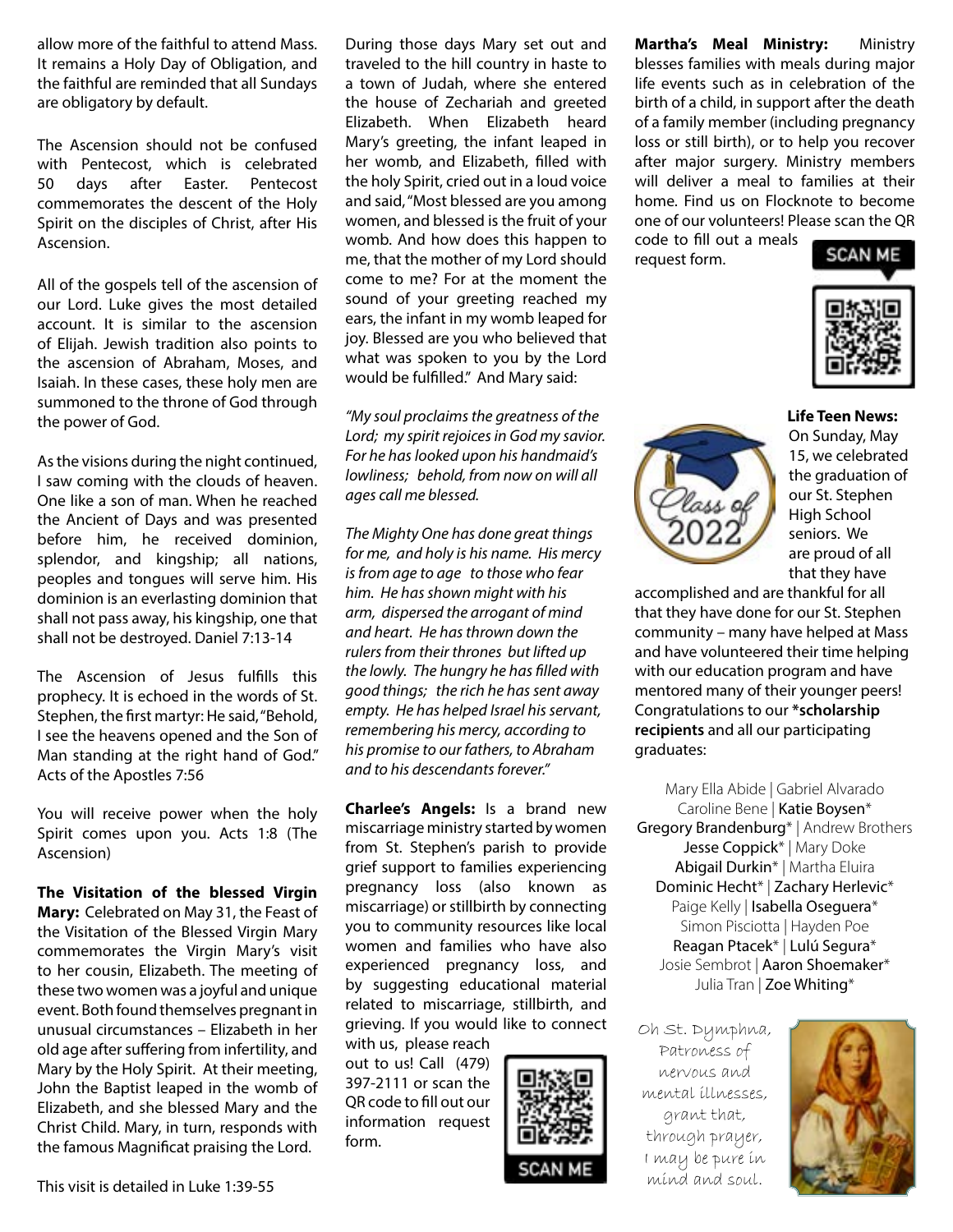allow more of the faithful to attend Mass. It remains a Holy Day of Obligation, and the faithful are reminded that all Sundays are obligatory by default.

The Ascension should not be confused with Pentecost, which is celebrated 50 days after Easter. Pentecost commemorates the descent of the Holy Spirit on the disciples of Christ, after His Ascension.

All of the gospels tell of the ascension of our Lord. Luke gives the most detailed account. It is similar to the ascension of Elijah. Jewish tradition also points to the ascension of Abraham, Moses, and Isaiah. In these cases, these holy men are summoned to the throne of God through the power of God.

As the visions during the night continued, I saw coming with the clouds of heaven. One like a son of man. When he reached the Ancient of Days and was presented before him, he received dominion, splendor, and kingship; all nations, peoples and tongues will serve him. His dominion is an everlasting dominion that shall not pass away, his kingship, one that shall not be destroyed. Daniel 7:13-14

The Ascension of Jesus fulfills this prophecy. It is echoed in the words of St. Stephen, the first martyr: He said, "Behold, I see the heavens opened and the Son of Man standing at the right hand of God." Acts of the Apostles 7:56

You will receive power when the holy Spirit comes upon you. Acts 1:8 (The Ascension)

**The Visitation of the blessed Virgin Mary:** Celebrated on May 31, the Feast of the Visitation of the Blessed Virgin Mary commemorates the Virgin Mary's visit to her cousin, Elizabeth. The meeting of these two women was a joyful and unique event. Both found themselves pregnant in unusual circumstances – Elizabeth in her old age after suffering from infertility, and Mary by the Holy Spirit. At their meeting, John the Baptist leaped in the womb of Elizabeth, and she blessed Mary and the Christ Child. Mary, in turn, responds with the famous Magnificat praising the Lord.

This visit is detailed in Luke 1:39-55

During those days Mary set out and traveled to the hill country in haste to a town of Judah, where she entered the house of Zechariah and greeted Elizabeth. When Elizabeth heard Mary's greeting, the infant leaped in her womb, and Elizabeth, filled with the holy Spirit, cried out in a loud voice and said, "Most blessed are you among women, and blessed is the fruit of your womb. And how does this happen to me, that the mother of my Lord should come to me? For at the moment the sound of your greeting reached my ears, the infant in my womb leaped for joy. Blessed are you who believed that what was spoken to you by the Lord would be fulfilled." And Mary said:

*"My soul proclaims the greatness of the Lord; my spirit rejoices in God my savior. For he has looked upon his handmaid's lowliness; behold, from now on will all ages call me blessed.*

*The Mighty One has done great things for me, and holy is his name. His mercy is from age to age to those who fear him. He has shown might with his arm, dispersed the arrogant of mind and heart. He has thrown down the rulers from their thrones but lifted up the lowly. The hungry he has filled with good things; the rich he has sent away empty. He has helped Israel his servant, remembering his mercy, according to his promise to our fathers, to Abraham and to his descendants forever."*

**Charlee's Angels:** Is a brand new miscarriage ministry started by women from St. Stephen's parish to provide grief support to families experiencing pregnancy loss (also known as miscarriage) or stillbirth by connecting you to community resources like local women and families who have also experienced pregnancy loss, and by suggesting educational material related to miscarriage, stillbirth, and grieving. If you would like to connect with us, please reach out to us! Call (479) 397-2111 or scan the QR code to fill out our information request form.

SCAN ME

**Martha's Meal Ministry:** Ministry blesses families with meals during major life events such as in celebration of the birth of a child, in support after the death of a family member (including pregnancy loss or still birth), or to help you recover after major surgery. Ministry members will deliver a meal to families at their home. Find us on Flocknote to become one of our volunteers! Please scan the QR code to fill out a meals request form.

SCAN ME

**Life Teen News:** On Sunday, May 15, we celebrated the graduation of our St. Stephen High School seniors. We are proud of all that they have accomplished and are thankful for all that they have done for our St. Stephen community – many have helped at Mass and have volunteered their time helping with our education program and have mentored many of their younger peers! Congratulations to our **\*scholarship recipients** and all our participating graduates:

Mary Ella Abide | Gabriel Alvarado
Caroline Bene | Katie Boysen*
Gregory Brandenburg* | Andrew Brothers
Jesse Coppick* | Mary Doke
Abigail Durkin* | Martha Eluira
Dominic Hecht* | Zachary Herlevic*
Paige Kelly | Isabella Oseguera*
Simon Pisciotta | Hayden Poe
Reagan Ptacek* | Lulú Segura*
Josie Sembrot | Aaron Shoemaker*
Julia Tran | Zoe Whiting*

Oh St. Dymphna, Patroness of nervous and mental illnesses, grant that, through prayer, I may be pure in mind and soul.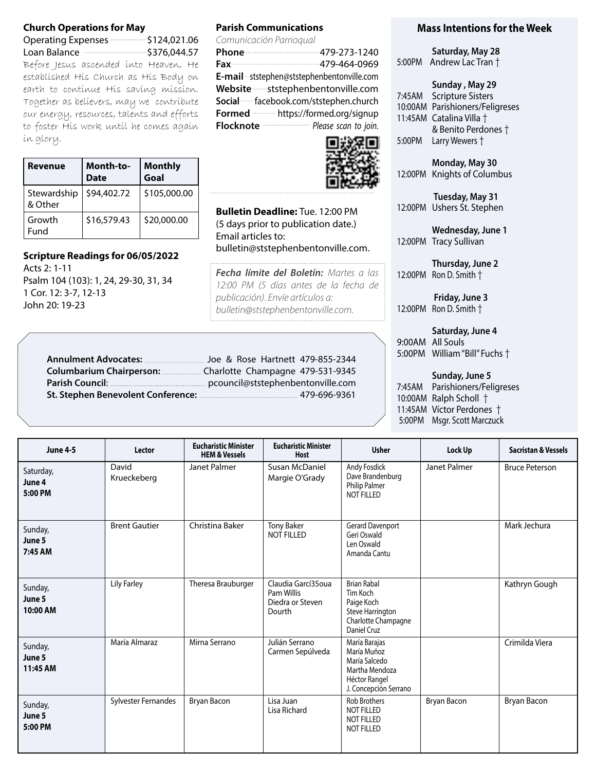## Church Operations for May

Operating Expenses .......... $124,021.06
Loan Balance .......... $376,044.57

Before Jesus ascended into Heaven, He established His Church as His Body on earth to continue His saving mission. Together as believers, may we contribute our energy, resources, talents and efforts to foster His work until he comes again in glory.

| Revenue | Month-to-Date | Monthly Goal |
|---|---|---|
| Stewardship & Other | $94,402.72 | $105,000.00 |
| Growth Fund | $16,579.43 | $20,000.00 |

## Scripture Readings for 06/05/2022

Acts 2: 1-11
Psalm 104 (103): 1, 24, 29-30, 31, 34
1 Cor. 12: 3-7, 12-13
John 20: 19-23

## Parish Communications

*Comunicación Parrioqual*

**Phone** .......... 479-273-1240
**Fax** .......... 479-464-0969
**E-mail** .......... ststephen@ststephenbentonville.com
**Website** .......... ststephenbentonville.com
**Social** .......... facebook.com/ststephen.church
**Formed** .......... https://formed.org/signup
**Flocknote** .......... *Please scan to join.*

**Bulletin Deadline:** Tue. 12:00 PM (5 days prior to publication date.) Email articles to: bulletin@ststephenbentonville.com.

***Fecha límite del Boletín:*** *Martes a las 12:00 PM (5 días antes de la fecha de publicación). Envíe artículos a: bulletin@ststephenbentonville.com.*

## Mass Intentions for the Week

**Saturday, May 28**
5:00PM Andrew Lac Tran †

**Sunday , May 29**
7:45AM Scripture Sisters
10:00AM Parishioners/Feligreses
11:45AM Catalina Villa † & Benito Perdones †
5:00PM Larry Wewers †

**Monday, May 30**
12:00PM Knights of Columbus

**Tuesday, May 31**
12:00PM Ushers St. Stephen

**Wednesday, June 1**
12:00PM Tracy Sullivan

**Thursday, June 2**
12:00PM Ron D. Smith †

**Friday, June 3**
12:00PM Ron D. Smith †

**Saturday, June 4**
9:00AM All Souls
5:00PM William "Bill" Fuchs †

**Sunday, June 5**
7:45AM Parishioners/Feligreses
10:00AM Ralph Scholl †
11:45AM Víctor Perdones †
5:00PM Msgr. Scott Marczuck

**Annulment Advocates:** .......... Joe & Rose Hartnett 479-855-2344
**Columbarium Chairperson:** .......... Charlotte Champagne 479-531-9345
**Parish Council**: .......... pcouncil@ststephenbentonville.com
**St. Stephen Benevolent Conference:** .......... 479-696-9361

| June 4-5 | Lector | Eucharistic Minister HEM & Vessels | Eucharistic Minister Host | Usher | Lock Up | Sacristan & Vessels |
|---|---|---|---|---|---|---|
| Saturday, **June 4 5:00 PM** | David Krueckeberg | Janet Palmer | Susan McDaniel<br>Margie O'Grady | Andy Fosdick<br>Dave Brandenburg<br>Philip Palmer<br>NOT FILLED | Janet Palmer | Bruce Peterson |
| Sunday, **June 5 7:45 AM** | Brent Gautier | Christina Baker | Tony Baker<br>NOT FILLED | Gerard Davenport<br>Geri Oswald<br>Len Oswald<br>Amanda Cantu | | Mark Jechura |
| Sunday, **June 5 10:00 AM** | Lily Farley | Theresa Brauburger | Claudia Garcí35oua<br>Pam Willis<br>Diedra or Steven Dourth | Brian Rabal<br>Tim Koch<br>Paige Koch<br>Steve Harrington<br>Charlotte Champagne<br>Daniel Cruz | | Kathryn Gough |
| Sunday, **June 5 11:45 AM** | María Almaraz | Mirna Serrano | Julián Serrano<br>Carmen Sepúlveda | María Barajas<br>María Muñoz<br>María Salcedo<br>Martha Mendoza<br>Héctor Rangel<br>J. Concepción Serrano | | Crimilda Viera |
| Sunday, **June 5 5:00 PM** | Sylvester Fernandes | Bryan Bacon | Lisa Juan<br>Lisa Richard | Rob Brothers<br>NOT FILLED<br>NOT FILLED<br>NOT FILLED | Bryan Bacon | Bryan Bacon |